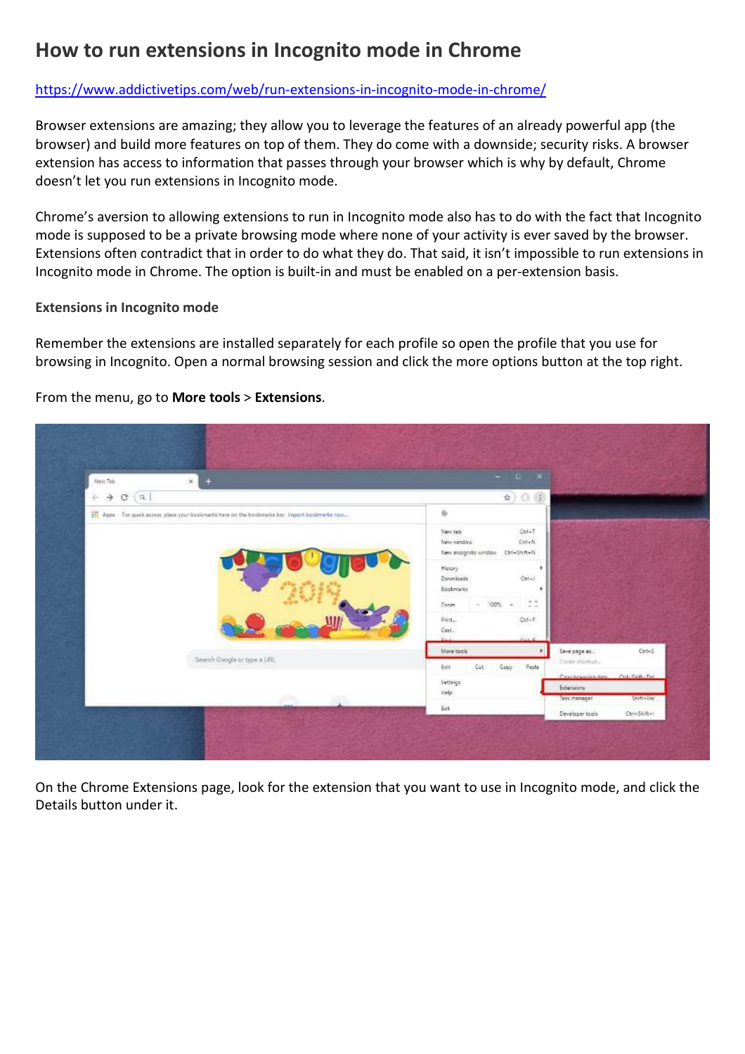# How to run extensions in Incognito mode in Chrome

https://www.addictivetips.com/web/run-extensions-in-incognito-mode-in-chrome/

Browser extensions are amazing; they allow you to leverage the features of an already powerful app (the browser) and build more features on top of them. They do come with a downside; security risks. A browser extension has access to information that passes through your browser which is why by default, Chrome doesn't let you run extensions in Incognito mode.

Chrome's aversion to allowing extensions to run in Incognito mode also has to do with the fact that Incognito mode is supposed to be a private browsing mode where none of your activity is ever saved by the browser. Extensions often contradict that in order to do what they do. That said, it isn't impossible to run extensions in Incognito mode in Chrome. The option is built-in and must be enabled on a per-extension basis.

**Extensions in Incognito mode**

Remember the extensions are installed separately for each profile so open the profile that you use for browsing in Incognito. Open a normal browsing session and click the more options button at the top right.

From the menu, go to **More tools** > **Extensions**.

On the Chrome Extensions page, look for the extension that you want to use in Incognito mode, and click the Details button under it.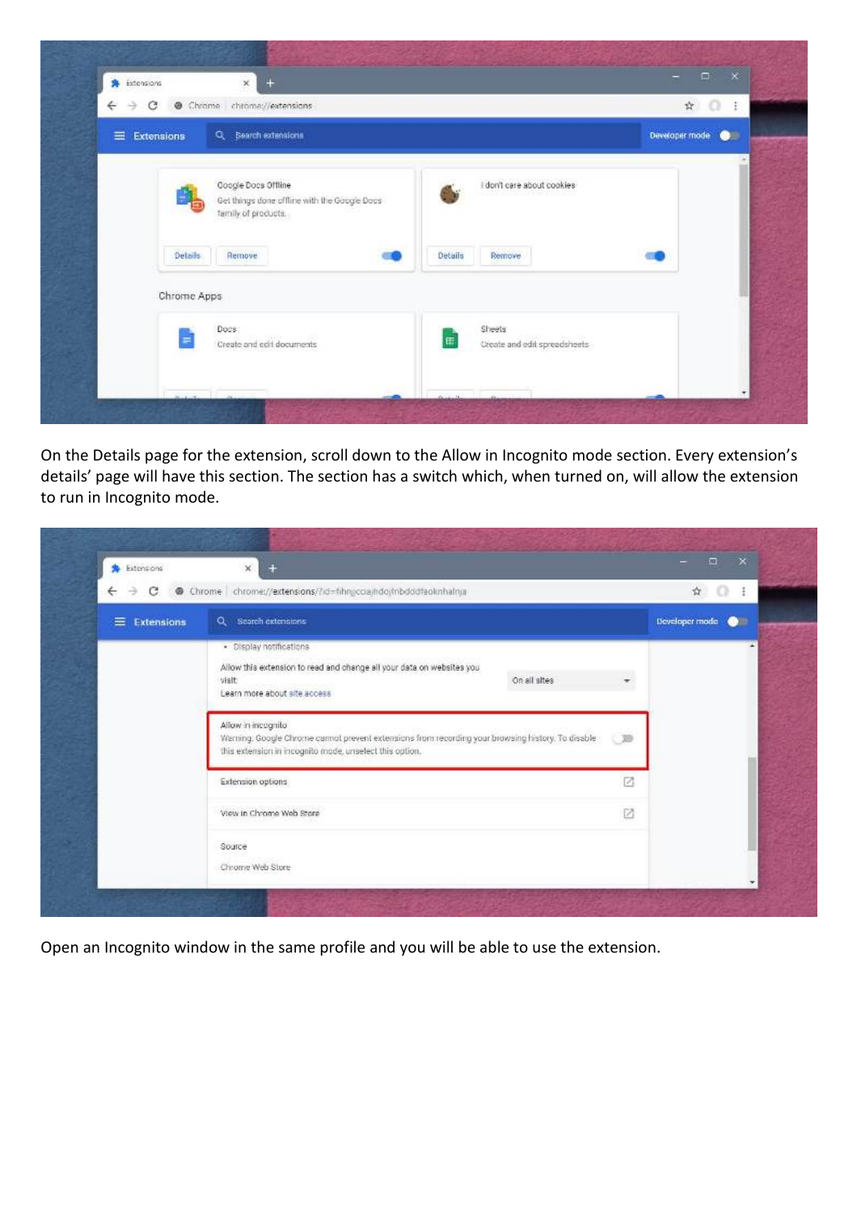On the Details page for the extension, scroll down to the Allow in Incognito mode section. Every extension's details' page will have this section. The section has a switch which, when turned on, will allow the extension to run in Incognito mode.

Open an Incognito window in the same profile and you will be able to use the extension.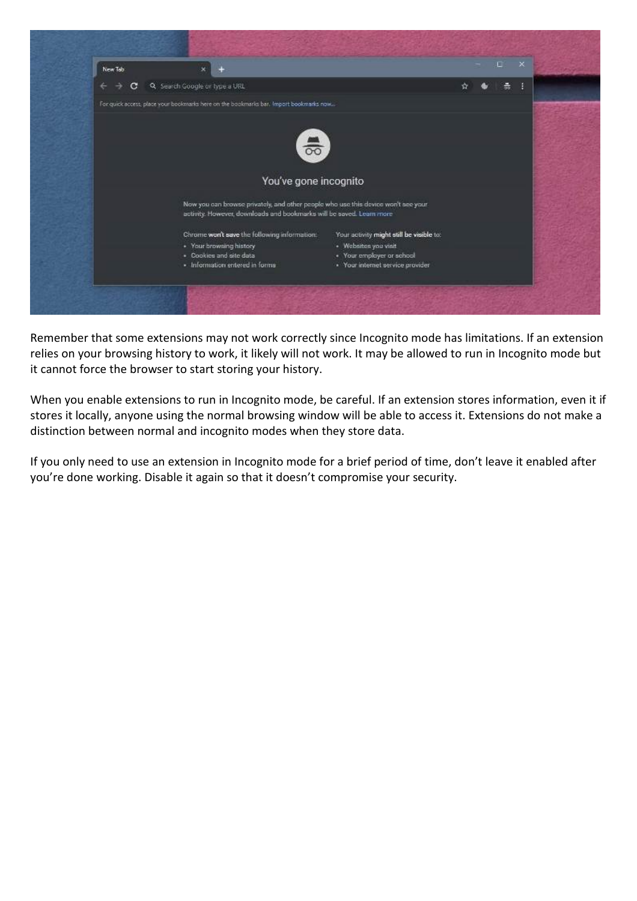Remember that some extensions may not work correctly since Incognito mode has limitations. If an extension relies on your browsing history to work, it likely will not work. It may be allowed to run in Incognito mode but it cannot force the browser to start storing your history.

When you enable extensions to run in Incognito mode, be careful. If an extension stores information, even it if stores it locally, anyone using the normal browsing window will be able to access it. Extensions do not make a distinction between normal and incognito modes when they store data.

If you only need to use an extension in Incognito mode for a brief period of time, don't leave it enabled after you're done working. Disable it again so that it doesn't compromise your security.